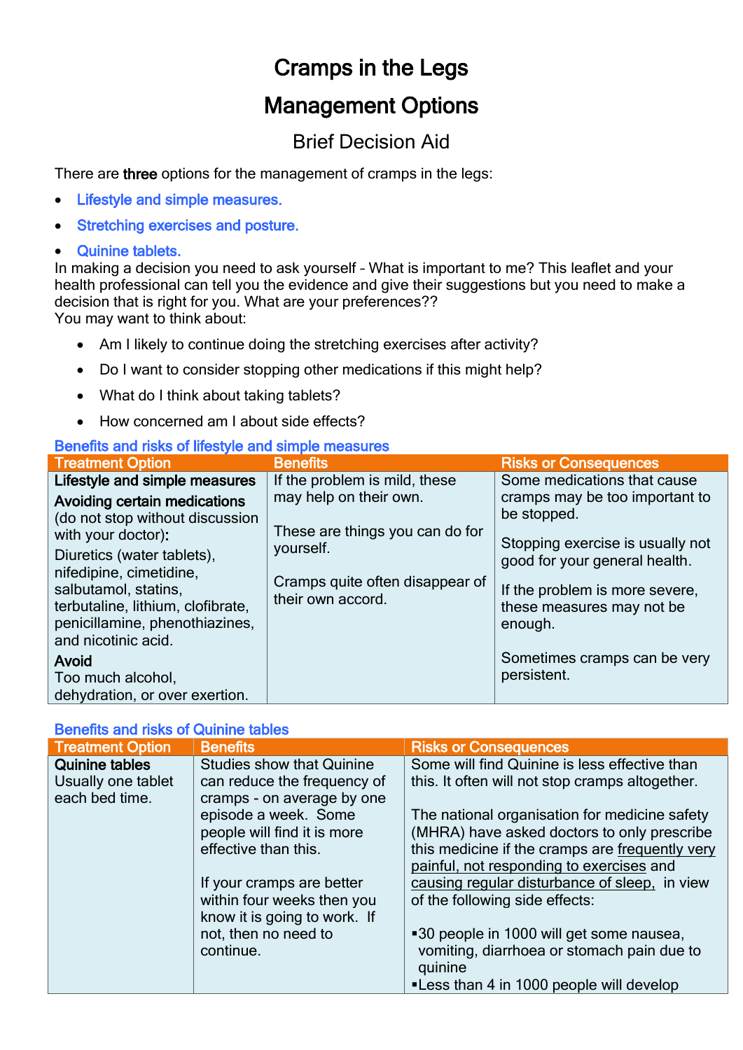# Cramps in the Legs

# Management Options

## Brief Decision Aid

There are **three** options for the management of cramps in the legs:

- Lifestyle and simple measures.
- Stretching exercises and posture.
- Quinine tablets.

In making a decision you need to ask yourself – What is important to me? This leaflet and your health professional can tell you the evidence and give their suggestions but you need to make a decision that is right for you. What are your preferences??

You may want to think about:

- Am I likely to continue doing the stretching exercises after activity?
- Do I want to consider stopping other medications if this might help?
- What do I think about taking tablets?
- How concerned am I about side effects?

### Benefits and risks of lifestyle and simple measures

| Treatment Option | Benefits | Risks or Consequences |
|---|---|---|
| **Lifestyle and simple measures**<br>**Avoiding certain medications** (do not stop without discussion with your doctor)**:**<br>Diuretics (water tablets), nifedipine, cimetidine, salbutamol, statins, terbutaline, lithium, clofibrate, penicillamine, phenothiazines, and nicotinic acid.<br>**Avoid**<br>Too much alcohol, dehydration, or over exertion. | If the problem is mild, these may help on their own.<br><br>These are things you can do for yourself.<br><br>Cramps quite often disappear of their own accord. | Some medications that cause cramps may be too important to be stopped.<br><br>Stopping exercise is usually not good for your general health.<br><br>If the problem is more severe, these measures may not be enough.<br><br>Sometimes cramps can be very persistent. |

### Benefits and risks of Quinine tables

| Treatment Option | Benefits | Risks or Consequences |
|---|---|---|
| **Quinine tables**<br>Usually one tablet each bed time. | Studies show that Quinine can reduce the frequency of cramps - on average by one episode a week. Some people will find it is more effective than this.<br><br>If your cramps are better within four weeks then you know it is going to work. If not, then no need to continue. | Some will find Quinine is less effective than this. It often will not stop cramps altogether.<br><br>The national organisation for medicine safety (MHRA) have asked doctors to only prescribe this medicine if the cramps are <u>frequently very painful, not responding to exercises</u> and <u>causing regular disturbance of sleep,</u> in view of the following side effects:<br><br>▪30 people in 1000 will get some nausea, vomiting, diarrhoea or stomach pain due to quinine<br>▪Less than 4 in 1000 people will develop |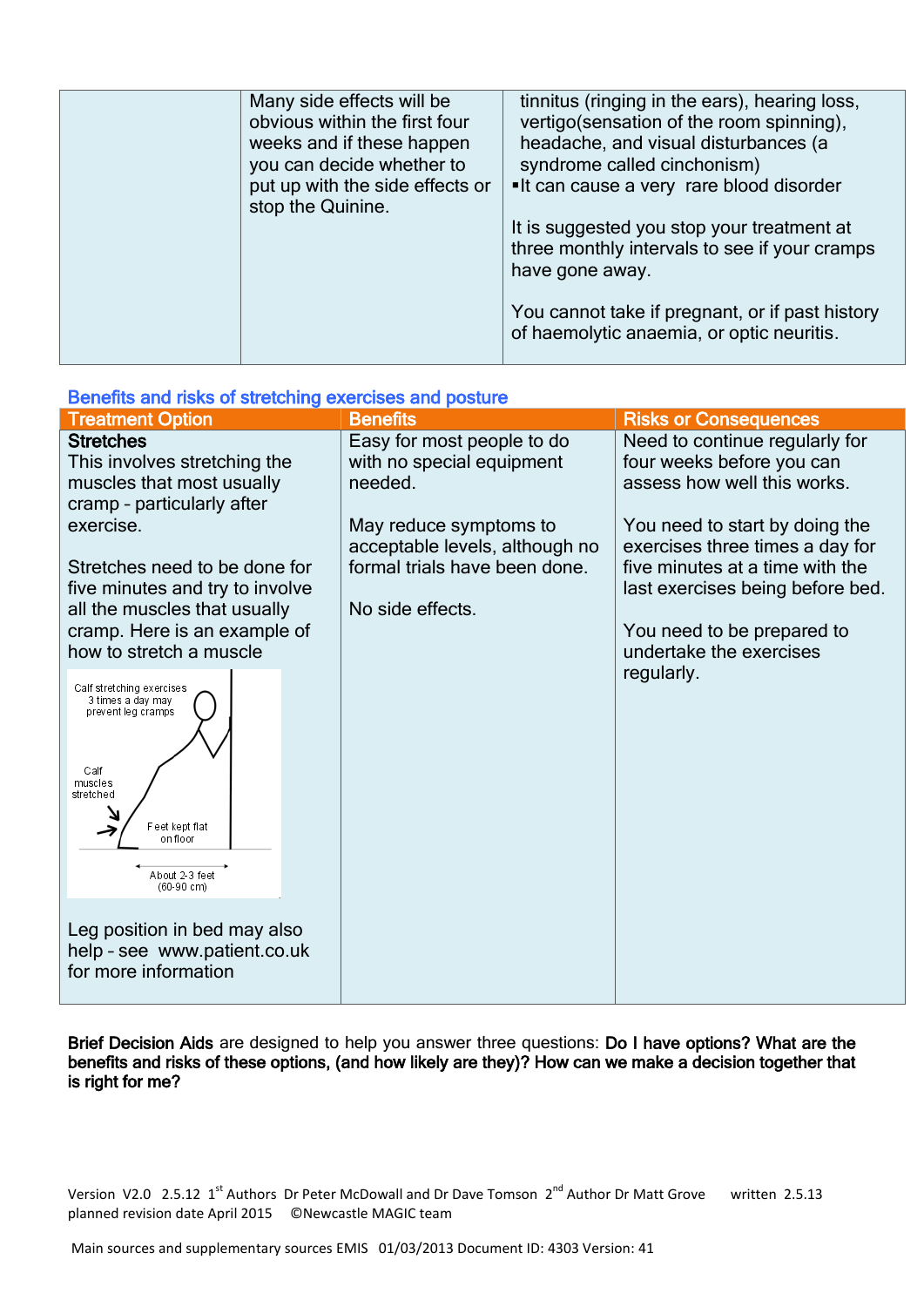| | | |
|---|---|---|
| | Many side effects will be obvious within the first four weeks and if these happen you can decide whether to put up with the side effects or stop the Quinine. | tinnitus (ringing in the ears), hearing loss, vertigo(sensation of the room spinning), headache, and visual disturbances (a syndrome called cinchonism)<br>▪It can cause a very rare blood disorder<br><br>It is suggested you stop your treatment at three monthly intervals to see if your cramps have gone away.<br><br>You cannot take if pregnant, or if past history of haemolytic anaemia, or optic neuritis. |

## Benefits and risks of stretching exercises and posture

| Treatment Option | Benefits | Risks or Consequences |
|---|---|---|
| **Stretches**<br>This involves stretching the muscles that most usually cramp – particularly after exercise.<br><br>Stretches need to be done for five minutes and try to involve all the muscles that usually cramp. Here is an example of how to stretch a muscle<br><br>Calf stretching exercises 3 times a day may prevent leg cramps<br>Calf muscles stretched<br>Feet kept flat on floor<br>About 2-3 feet (60-90 cm)<br><br>Leg position in bed may also help – see www.patient.co.uk for more information | Easy for most people to do with no special equipment needed.<br><br>May reduce symptoms to acceptable levels, although no formal trials have been done.<br><br>No side effects. | Need to continue regularly for four weeks before you can assess how well this works.<br><br>You need to start by doing the exercises three times a day for five minutes at a time with the last exercises being before bed.<br><br>You need to be prepared to undertake the exercises regularly. |

**Brief Decision Aids** are designed to help you answer three questions: **Do I have options? What are the benefits and risks of these options, (and how likely are they)? How can we make a decision together that is right for me?**

Version V2.0 2.5.12 1st Authors Dr Peter McDowall and Dr Dave Tomson 2nd Author Dr Matt Grove written 2.5.13
planned revision date April 2015 ©Newcastle MAGIC team

Main sources and supplementary sources EMIS 01/03/2013 Document ID: 4303 Version: 41